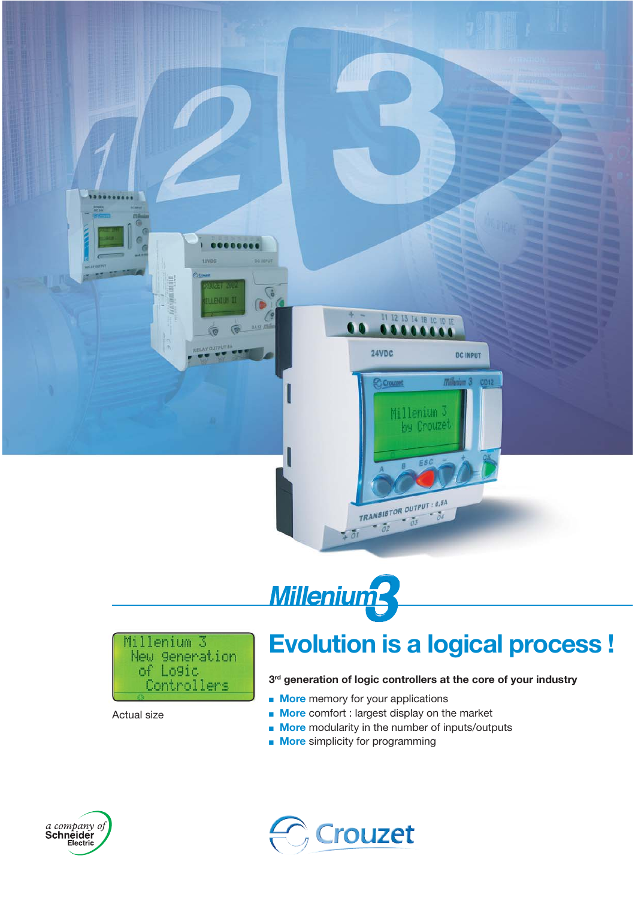# Millenium 3

Millenium 3
New generation
of Logic
Controllers

Actual size

## Evolution is a logical process !

**3rd generation of logic controllers at the core of your industry**

- **More** memory for your applications
- **More** comfort : largest display on the market
- **More** modularity in the number of inputs/outputs
- **More** simplicity for programming

a company of Schneider Electric

Crouzet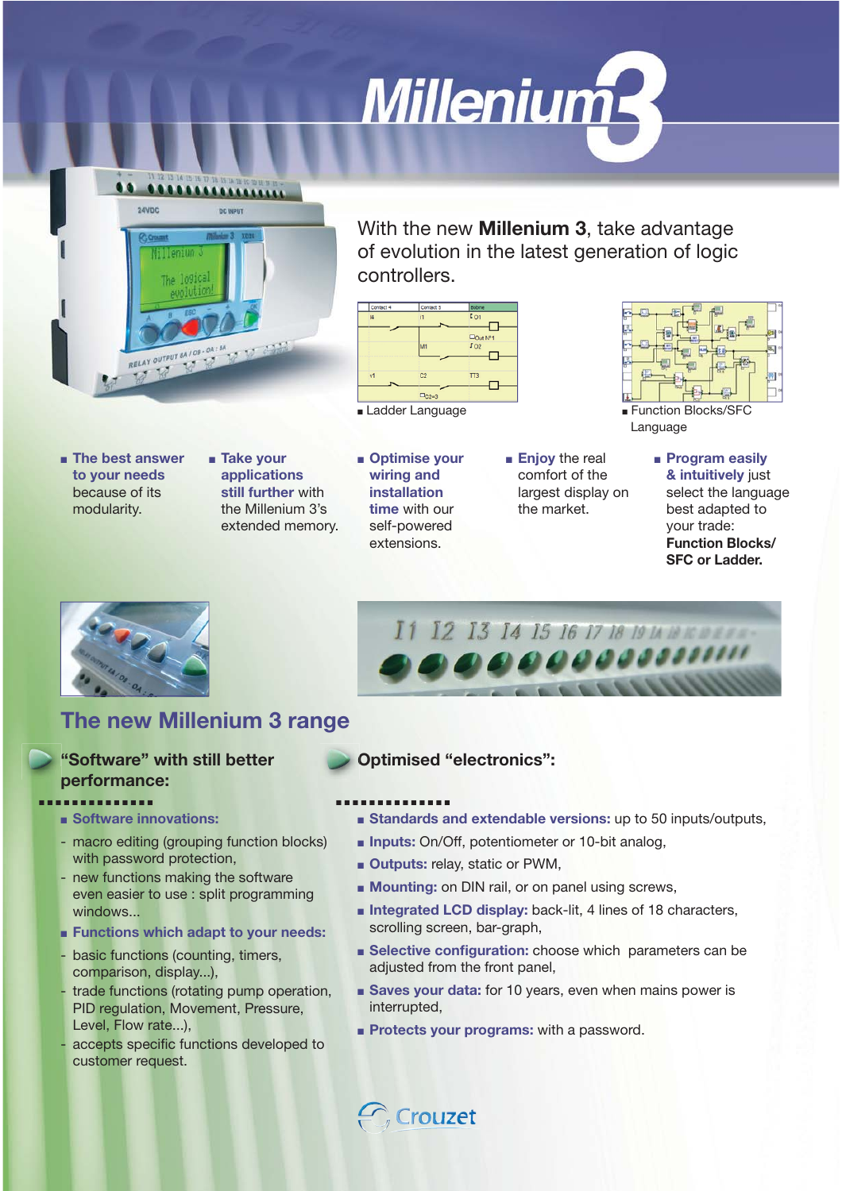# Millenium 3

With the new **Millenium 3**, take advantage of evolution in the latest generation of logic controllers.

- Ladder Language
- Function Blocks/SFC Language

- **The best answer to your needs** because of its modularity.
- **Take your applications still further** with the Millenium 3's extended memory.
- **Optimise your wiring and installation time** with our self-powered extensions.
- **Enjoy** the real comfort of the largest display on the market.
- **Program easily & intuitively** just select the language best adapted to your trade: **Function Blocks/ SFC or Ladder.**

## The new Millenium 3 range

### "Software" with still better performance:

- **Software innovations:**
  - macro editing (grouping function blocks) with password protection,
  - new functions making the software even easier to use : split programming windows...
- **Functions which adapt to your needs:**
  - basic functions (counting, timers, comparison, display...),
  - trade functions (rotating pump operation, PID regulation, Movement, Pressure, Level, Flow rate...),
  - accepts specific functions developed to customer request.

### Optimised "electronics":

- **Standards and extendable versions:** up to 50 inputs/outputs,
- **Inputs:** On/Off, potentiometer or 10-bit analog,
- **Outputs:** relay, static or PWM,
- **Mounting:** on DIN rail, or on panel using screws,
- **Integrated LCD display:** back-lit, 4 lines of 18 characters, scrolling screen, bar-graph,
- **Selective configuration:** choose which parameters can be adjusted from the front panel,
- **Saves your data:** for 10 years, even when mains power is interrupted,
- **Protects your programs:** with a password.

Crouzet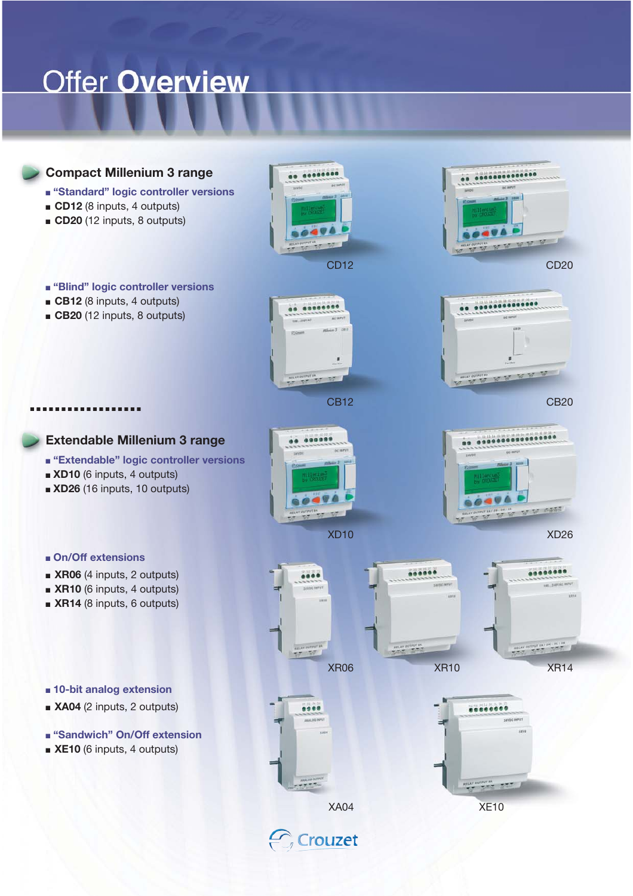# Offer Overview

## Compact Millenium 3 range

- "Standard" logic controller versions
- **CD12** (8 inputs, 4 outputs)
- **CD20** (12 inputs, 8 outputs)

CD12

CD20

- "Blind" logic controller versions
- **CB12** (8 inputs, 4 outputs)
- **CB20** (12 inputs, 8 outputs)

CB12

CB20

## Extendable Millenium 3 range

- "Extendable" logic controller versions
- **XD10** (6 inputs, 4 outputs)
- **XD26** (16 inputs, 10 outputs)

XD10

XD26

- On/Off extensions
- **XR06** (4 inputs, 2 outputs)
- **XR10** (6 inputs, 4 outputs)
- **XR14** (8 inputs, 6 outputs)

XR06

XR10

XR14

- 10-bit analog extension
- **XA04** (2 inputs, 2 outputs)

- "Sandwich" On/Off extension
- **XE10** (6 inputs, 4 outputs)

XA04

XE10

Crouzet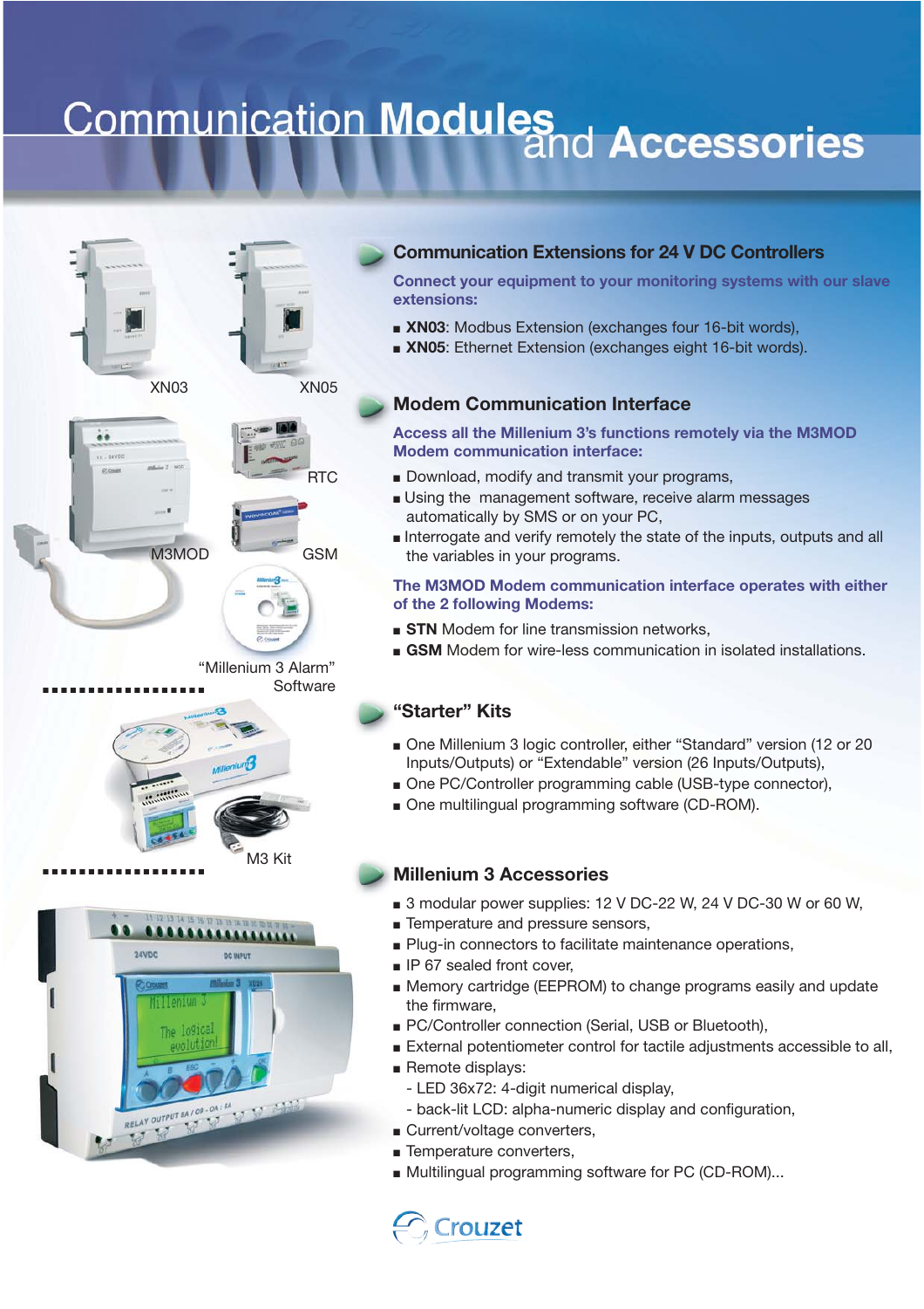# Communication Modules and Accessories

XN03

XN05

M3MOD

RTC

GSM

"Millenium 3 Alarm" Software

M3 Kit

## Communication Extensions for 24 V DC Controllers

**Connect your equipment to your monitoring systems with our slave extensions:**

- **XN03**: Modbus Extension (exchanges four 16-bit words),
- **XN05**: Ethernet Extension (exchanges eight 16-bit words).

## Modem Communication Interface

**Access all the Millenium 3's functions remotely via the M3MOD Modem communication interface:**

- Download, modify and transmit your programs,
- Using the management software, receive alarm messages automatically by SMS or on your PC,
- Interrogate and verify remotely the state of the inputs, outputs and all the variables in your programs.

**The M3MOD Modem communication interface operates with either of the 2 following Modems:**

- **STN** Modem for line transmission networks,
- **GSM** Modem for wire-less communication in isolated installations.

## "Starter" Kits

- One Millenium 3 logic controller, either "Standard" version (12 or 20 Inputs/Outputs) or "Extendable" version (26 Inputs/Outputs),
- One PC/Controller programming cable (USB-type connector),
- One multilingual programming software (CD-ROM).

## Millenium 3 Accessories

- 3 modular power supplies: 12 V DC-22 W, 24 V DC-30 W or 60 W,
- Temperature and pressure sensors,
- Plug-in connectors to facilitate maintenance operations,
- IP 67 sealed front cover,
- Memory cartridge (EEPROM) to change programs easily and update the firmware,
- PC/Controller connection (Serial, USB or Bluetooth),
- External potentiometer control for tactile adjustments accessible to all,
- Remote displays:
  - LED 36x72: 4-digit numerical display,
  - back-lit LCD: alpha-numeric display and configuration,
- Current/voltage converters,
- Temperature converters,
- Multilingual programming software for PC (CD-ROM)...

Crouzet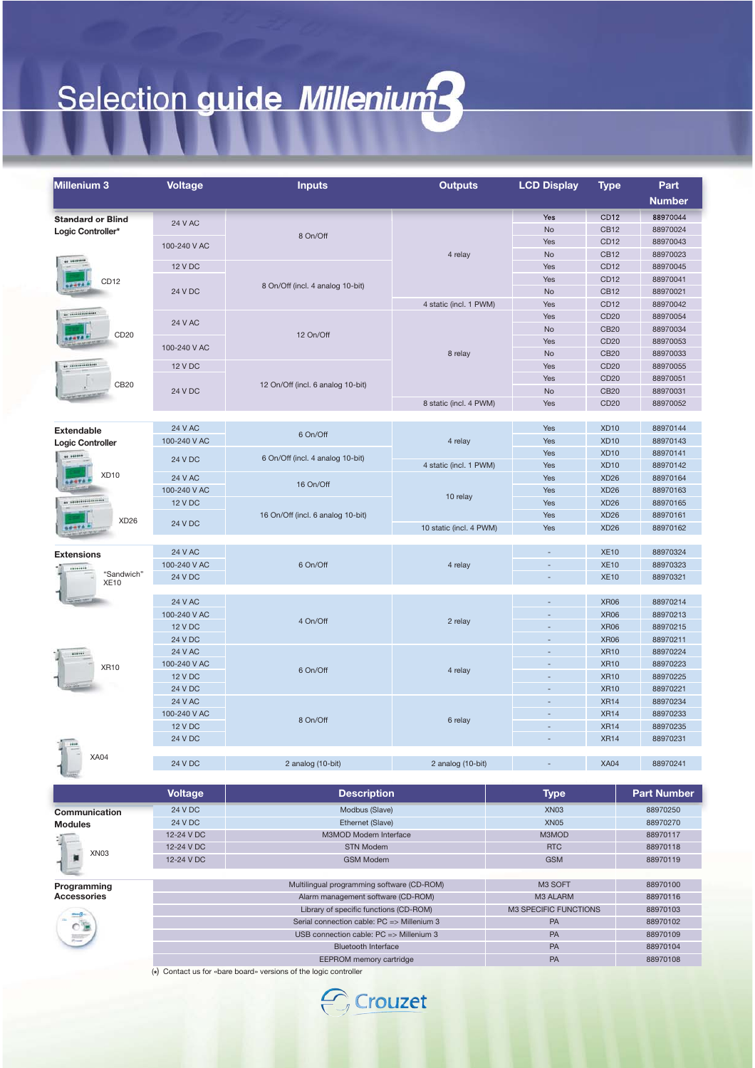# Selection guide Millenium3

| Millenium 3 | Voltage | Inputs | Outputs | LCD Display | Type | Part Number |
|---|---|---|---|---|---|---|
| **Standard or Blind Logic Controller*** | 24 V AC | 8 On/Off | 4 relay | Yes | CD12 | 88970044 |
| | | | | No | CB12 | 88970024 |
| | 100-240 V AC | | | Yes | CD12 | 88970043 |
| | | | | No | CB12 | 88970023 |
| CD12 | 12 V DC | 8 On/Off (incl. 4 analog 10-bit) | | Yes | CD12 | 88970045 |
| | 24 V DC | | | Yes | CD12 | 88970041 |
| | | | | No | CB12 | 88970021 |
| | | | 4 static (incl. 1 PWM) | Yes | CD12 | 88970042 |
| CD20 | 24 V AC | 12 On/Off | 8 relay | Yes | CD20 | 88970054 |
| | | | | No | CB20 | 88970034 |
| | 100-240 V AC | | | Yes | CD20 | 88970053 |
| | | | | No | CB20 | 88970033 |
| | 12 V DC | 12 On/Off (incl. 6 analog 10-bit) | | Yes | CD20 | 88970055 |
| CB20 | 24 V DC | | | Yes | CD20 | 88970051 |
| | | | | No | CB20 | 88970031 |
| | | | 8 static (incl. 4 PWM) | Yes | CD20 | 88970052 |
| **Extendable Logic Controller** | 24 V AC | 6 On/Off | 4 relay | Yes | XD10 | 88970144 |
| | 100-240 V AC | | | Yes | XD10 | 88970143 |
| XD10 | 24 V DC | 6 On/Off (incl. 4 analog 10-bit) | | Yes | XD10 | 88970141 |
| | | | 4 static (incl. 1 PWM) | Yes | XD10 | 88970142 |
| | 24 V AC | 16 On/Off | 10 relay | Yes | XD26 | 88970164 |
| | 100-240 V AC | | | Yes | XD26 | 88970163 |
| | 12 V DC | 16 On/Off (incl. 6 analog 10-bit) | | Yes | XD26 | 88970165 |
| XD26 | 24 V DC | | | Yes | XD26 | 88970161 |
| | | | 10 static (incl. 4 PWM) | Yes | XD26 | 88970162 |
| **Extensions** | 24 V AC | 6 On/Off | 4 relay | - | XE10 | 88970324 |
| "Sandwich" XE10 | 100-240 V AC | | | - | XE10 | 88970323 |
| | 24 V DC | | | - | XE10 | 88970321 |
| | 24 V AC | 4 On/Off | 2 relay | - | XR06 | 88970214 |
| | 100-240 V AC | | | - | XR06 | 88970213 |
| | 12 V DC | | | - | XR06 | 88970215 |
| | 24 V DC | | | - | XR06 | 88970211 |
| XR10 | 24 V AC | 6 On/Off | 4 relay | - | XR10 | 88970224 |
| | 100-240 V AC | | | - | XR10 | 88970223 |
| | 12 V DC | | | - | XR10 | 88970225 |
| | 24 V DC | | | - | XR10 | 88970221 |
| | 24 V AC | 8 On/Off | 6 relay | - | XR14 | 88970234 |
| | 100-240 V AC | | | - | XR14 | 88970233 |
| | 12 V DC | | | - | XR14 | 88970235 |
| | 24 V DC | | | - | XR14 | 88970231 |
| XA04 | 24 V DC | 2 analog (10-bit) | 2 analog (10-bit) | - | XA04 | 88970241 |

| | Voltage | Description | Type | Part Number |
|---|---|---|---|---|
| **Communication Modules** | 24 V DC | Modbus (Slave) | XN03 | 88970250 |
| | 24 V DC | Ethernet (Slave) | XN05 | 88970270 |
| | 12-24 V DC | M3MOD Modem Interface | M3MOD | 88970117 |
| XN03 | 12-24 V DC | STN Modem | RTC | 88970118 |
| | 12-24 V DC | GSM Modem | GSM | 88970119 |
| **Programming Accessories** | | Multilingual programming software (CD-ROM) | M3 SOFT | 88970100 |
| | | Alarm management software (CD-ROM) | M3 ALARM | 88970116 |
| | | Library of specific functions (CD-ROM) | M3 SPECIFIC FUNCTIONS | 88970103 |
| | | Serial connection cable: PC => Millenium 3 | PA | 88970102 |
| | | USB connection cable: PC => Millenium 3 | PA | 88970109 |
| | | Bluetooth Interface | PA | 88970104 |
| | | EEPROM memory cartridge | PA | 88970108 |

(*) Contact us for «bare board» versions of the logic controller

Crouzet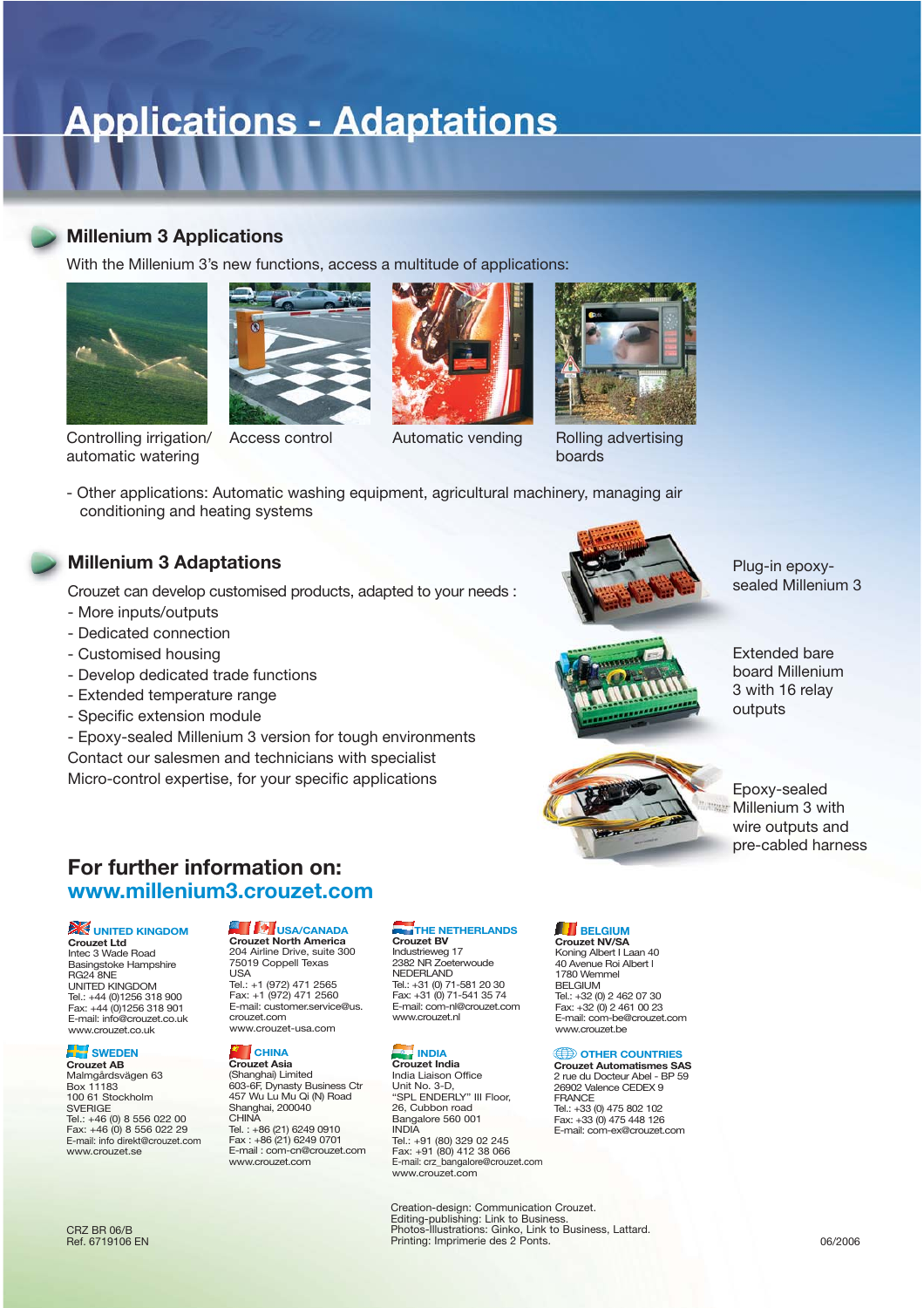# Applications - Adaptations

## Millenium 3 Applications

With the Millenium 3's new functions, access a multitude of applications:

Controlling irrigation/ automatic watering

Access control

Automatic vending

Rolling advertising boards

- Other applications: Automatic washing equipment, agricultural machinery, managing air conditioning and heating systems

## Millenium 3 Adaptations

Crouzet can develop customised products, adapted to your needs :

- More inputs/outputs
- Dedicated connection
- Customised housing
- Develop dedicated trade functions
- Extended temperature range
- Specific extension module
- Epoxy-sealed Millenium 3 version for tough environments

Contact our salesmen and technicians with specialist Micro-control expertise, for your specific applications

Plug-in epoxy-sealed Millenium 3

Extended bare board Millenium 3 with 16 relay outputs

Epoxy-sealed Millenium 3 with wire outputs and pre-cabled harness

## For further information on:
## www.millenium3.crouzet.com

**UNITED KINGDOM**
**Crouzet Ltd**
Intec 3 Wade Road
Basingstoke Hampshire
RG24 8NE
UNITED KINGDOM
Tel.: +44 (0)1256 318 900
Fax: +44 (0)1256 318 901
E-mail: info@crouzet.co.uk
www.crouzet.co.uk

**USA/CANADA**
**Crouzet North America**
204 Airline Drive, suite 300
75019 Coppell Texas
USA
Tel.: +1 (972) 471 2565
Fax: +1 (972) 471 2560
E-mail: customer.service@us.crouzet.com
www.crouzet-usa.com

**THE NETHERLANDS**
**Crouzet BV**
Industrieweg 17
2382 NR Zoeterwoude
NEDERLAND
Tel.: +31 (0) 71-581 20 30
Fax: +31 (0) 71-541 35 74
E-mail: com-nl@crouzet.com
www.crouzet.nl

**BELGIUM**
**Crouzet NV/SA**
Koning Albert I Laan 40
40 Avenue Roi Albert I
1780 Wemmel
BELGIUM
Tel.: +32 (0) 2 462 07 30
Fax: +32 (0) 2 461 00 23
E-mail: com-be@crouzet.com
www.crouzet.be

**SWEDEN**
**Crouzet AB**
Malmgårdsvägen 63
Box 11183
100 61 Stockholm
SVERIGE
Tel.: +46 (0) 8 556 022 00
Fax: +46 (0) 8 556 022 29
E-mail: info direkt@crouzet.com
www.crouzet.se

**CHINA**
**Crouzet Asia**
(Shanghai) Limited
603-6F, Dynasty Business Ctr
457 Wu Lu Mu Qi (N) Road
Shanghai, 200040
CHINA
Tel. : +86 (21) 6249 0910
Fax : +86 (21) 6249 0701
E-mail : com-cn@crouzet.com
www.crouzet.com

**INDIA**
**Crouzet India**
India Liaison Office
Unit No. 3-D,
"SPL ENDERLY" III Floor,
26, Cubbon road
Bangalore 560 001
INDIA
Tel.: +91 (80) 329 02 245
Fax: +91 (80) 412 38 066
E-mail: crz_bangalore@crouzet.com
www.crouzet.com

**OTHER COUNTRIES**
**Crouzet Automatismes SAS**
2 rue du Docteur Abel - BP 59
26902 Valence CEDEX 9
FRANCE
Tel.: +33 (0) 475 802 102
Fax: +33 (0) 475 448 126
E-mail: com-ex@crouzet.com

CRZ BR 06/B
Ref. 6719106 EN

Creation-design: Communication Crouzet.
Editing-publishing: Link to Business.
Photos-Illustrations: Ginko, Link to Business, Lattard.
Printing: Imprimerie des 2 Ponts.

06/2006